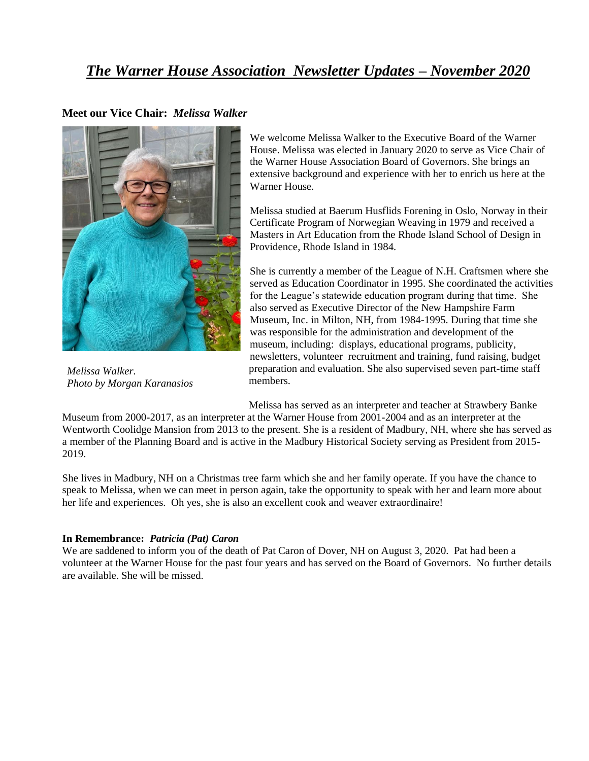# *The Warner House Association Newsletter Updates – November 2020*

**Meet our Vice Chair:** ***Melissa Walker***

*Melissa Walker.*
*Photo by Morgan Karanasios*

We welcome Melissa Walker to the Executive Board of the Warner House. Melissa was elected in January 2020 to serve as Vice Chair of the Warner House Association Board of Governors. She brings an extensive background and experience with her to enrich us here at the Warner House.

Melissa studied at Baerum Husflids Forening in Oslo, Norway in their Certificate Program of Norwegian Weaving in 1979 and received a Masters in Art Education from the Rhode Island School of Design in Providence, Rhode Island in 1984.

She is currently a member of the League of N.H. Craftsmen where she served as Education Coordinator in 1995. She coordinated the activities for the League's statewide education program during that time. She also served as Executive Director of the New Hampshire Farm Museum, Inc. in Milton, NH, from 1984-1995. During that time she was responsible for the administration and development of the museum, including: displays, educational programs, publicity, newsletters, volunteer recruitment and training, fund raising, budget preparation and evaluation. She also supervised seven part-time staff members.

Melissa has served as an interpreter and teacher at Strawbery Banke Museum from 2000-2017, as an interpreter at the Warner House from 2001-2004 and as an interpreter at the Wentworth Coolidge Mansion from 2013 to the present. She is a resident of Madbury, NH, where she has served as a member of the Planning Board and is active in the Madbury Historical Society serving as President from 2015-2019.

She lives in Madbury, NH on a Christmas tree farm which she and her family operate. If you have the chance to speak to Melissa, when we can meet in person again, take the opportunity to speak with her and learn more about her life and experiences. Oh yes, she is also an excellent cook and weaver extraordinaire!

**In Remembrance:** ***Patricia (Pat) Caron***

We are saddened to inform you of the death of Pat Caron of Dover, NH on August 3, 2020. Pat had been a volunteer at the Warner House for the past four years and has served on the Board of Governors. No further details are available. She will be missed.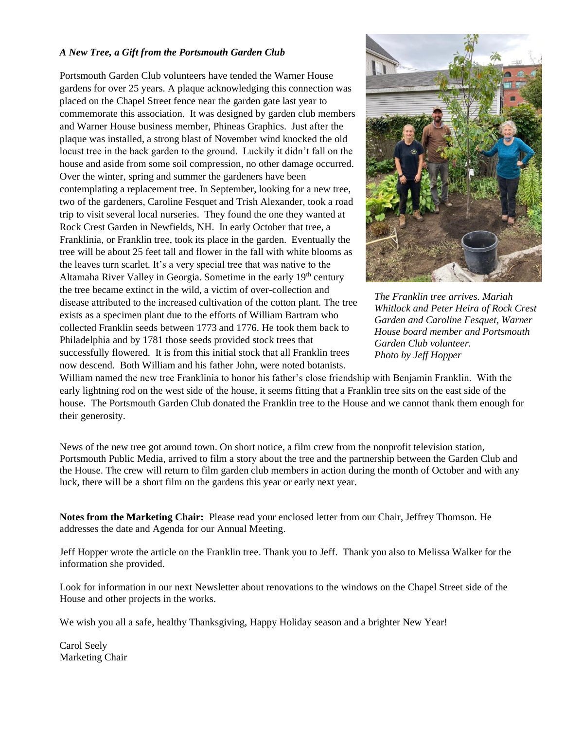### *A New Tree, a Gift from the Portsmouth Garden Club*

Portsmouth Garden Club volunteers have tended the Warner House gardens for over 25 years. A plaque acknowledging this connection was placed on the Chapel Street fence near the garden gate last year to commemorate this association. It was designed by garden club members and Warner House business member, Phineas Graphics. Just after the plaque was installed, a strong blast of November wind knocked the old locust tree in the back garden to the ground. Luckily it didn't fall on the house and aside from some soil compression, no other damage occurred. Over the winter, spring and summer the gardeners have been contemplating a replacement tree. In September, looking for a new tree, two of the gardeners, Caroline Fesquet and Trish Alexander, took a road trip to visit several local nurseries. They found the one they wanted at Rock Crest Garden in Newfields, NH. In early October that tree, a Franklinia, or Franklin tree, took its place in the garden. Eventually the tree will be about 25 feet tall and flower in the fall with white blooms as the leaves turn scarlet. It's a very special tree that was native to the Altamaha River Valley in Georgia. Sometime in the early 19th century the tree became extinct in the wild, a victim of over-collection and disease attributed to the increased cultivation of the cotton plant. The tree exists as a specimen plant due to the efforts of William Bartram who collected Franklin seeds between 1773 and 1776. He took them back to Philadelphia and by 1781 those seeds provided stock trees that successfully flowered. It is from this initial stock that all Franklin trees now descend. Both William and his father John, were noted botanists. William named the new tree Franklinia to honor his father's close friendship with Benjamin Franklin. With the early lightning rod on the west side of the house, it seems fitting that a Franklin tree sits on the east side of the house. The Portsmouth Garden Club donated the Franklin tree to the House and we cannot thank them enough for their generosity.

*The Franklin tree arrives. Mariah Whitlock and Peter Heira of Rock Crest Garden and Caroline Fesquet, Warner House board member and Portsmouth Garden Club volunteer.*
*Photo by Jeff Hopper*

News of the new tree got around town. On short notice, a film crew from the nonprofit television station, Portsmouth Public Media, arrived to film a story about the tree and the partnership between the Garden Club and the House. The crew will return to film garden club members in action during the month of October and with any luck, there will be a short film on the gardens this year or early next year.

**Notes from the Marketing Chair:** Please read your enclosed letter from our Chair, Jeffrey Thomson. He addresses the date and Agenda for our Annual Meeting.

Jeff Hopper wrote the article on the Franklin tree. Thank you to Jeff. Thank you also to Melissa Walker for the information she provided.

Look for information in our next Newsletter about renovations to the windows on the Chapel Street side of the House and other projects in the works.

We wish you all a safe, healthy Thanksgiving, Happy Holiday season and a brighter New Year!

Carol Seely
Marketing Chair